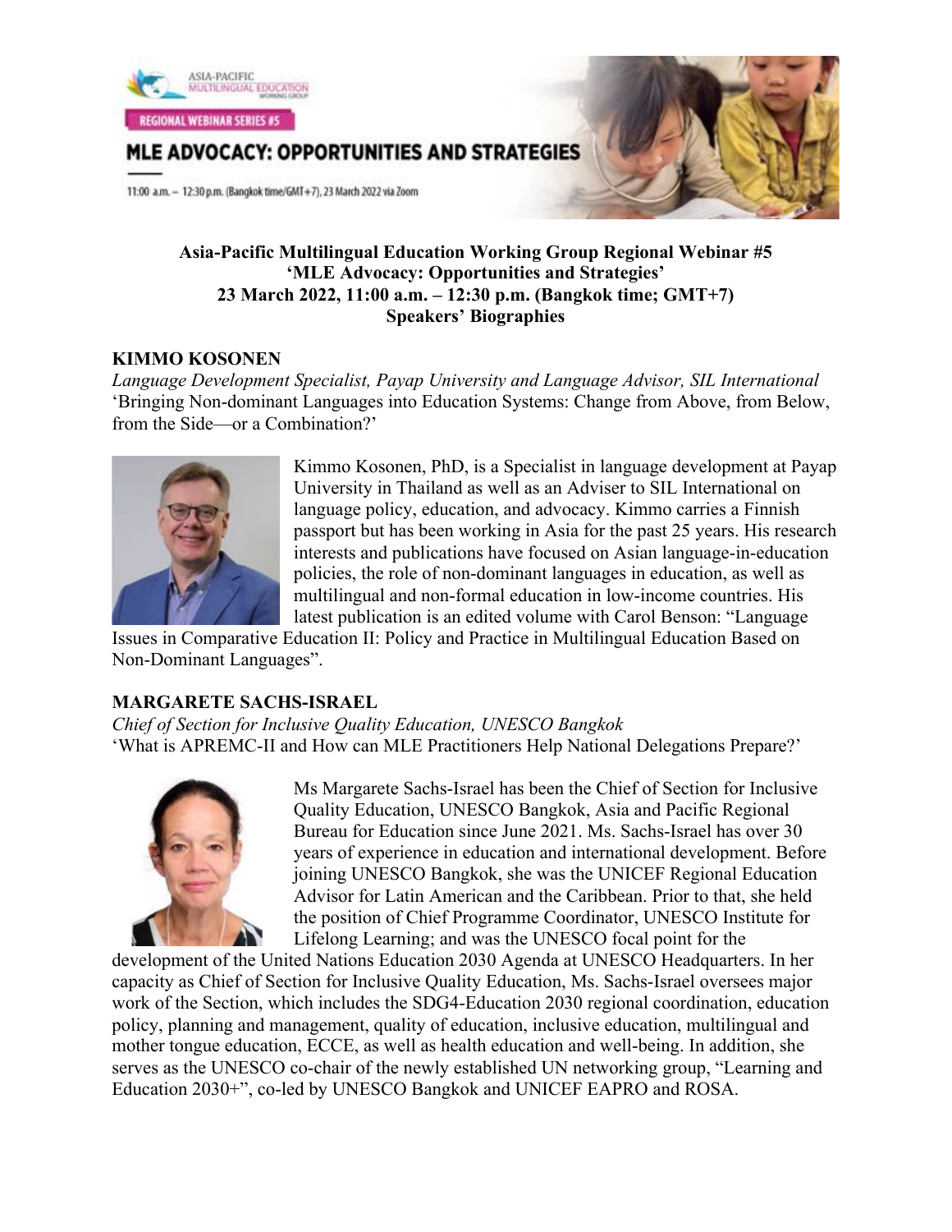ASIA-PACIFIC MULTILINGUAL EDUCATION WORKING GROUP

REGIONAL WEBINAR SERIES #5

MLE ADVOCACY: OPPORTUNITIES AND STRATEGIES

11:00 a.m. – 12:30 p.m. (Bangkok time/GMT+7), 23 March 2022 via Zoom

**Asia-Pacific Multilingual Education Working Group Regional Webinar #5**
**'MLE Advocacy: Opportunities and Strategies'**
**23 March 2022, 11:00 a.m. – 12:30 p.m. (Bangkok time; GMT+7)**
**Speakers' Biographies**

**KIMMO KOSONEN**

*Language Development Specialist, Payap University and Language Advisor, SIL International*

'Bringing Non-dominant Languages into Education Systems: Change from Above, from Below, from the Side—or a Combination?'

Kimmo Kosonen, PhD, is a Specialist in language development at Payap University in Thailand as well as an Adviser to SIL International on language policy, education, and advocacy. Kimmo carries a Finnish passport but has been working in Asia for the past 25 years. His research interests and publications have focused on Asian language-in-education policies, the role of non-dominant languages in education, as well as multilingual and non-formal education in low-income countries. His latest publication is an edited volume with Carol Benson: "Language Issues in Comparative Education II: Policy and Practice in Multilingual Education Based on Non-Dominant Languages".

**MARGARETE SACHS-ISRAEL**

*Chief of Section for Inclusive Quality Education, UNESCO Bangkok*

'What is APREMC-II and How can MLE Practitioners Help National Delegations Prepare?'

Ms Margarete Sachs-Israel has been the Chief of Section for Inclusive Quality Education, UNESCO Bangkok, Asia and Pacific Regional Bureau for Education since June 2021. Ms. Sachs-Israel has over 30 years of experience in education and international development. Before joining UNESCO Bangkok, she was the UNICEF Regional Education Advisor for Latin American and the Caribbean. Prior to that, she held the position of Chief Programme Coordinator, UNESCO Institute for Lifelong Learning; and was the UNESCO focal point for the development of the United Nations Education 2030 Agenda at UNESCO Headquarters. In her capacity as Chief of Section for Inclusive Quality Education, Ms. Sachs-Israel oversees major work of the Section, which includes the SDG4-Education 2030 regional coordination, education policy, planning and management, quality of education, inclusive education, multilingual and mother tongue education, ECCE, as well as health education and well-being. In addition, she serves as the UNESCO co-chair of the newly established UN networking group, "Learning and Education 2030+", co-led by UNESCO Bangkok and UNICEF EAPRO and ROSA.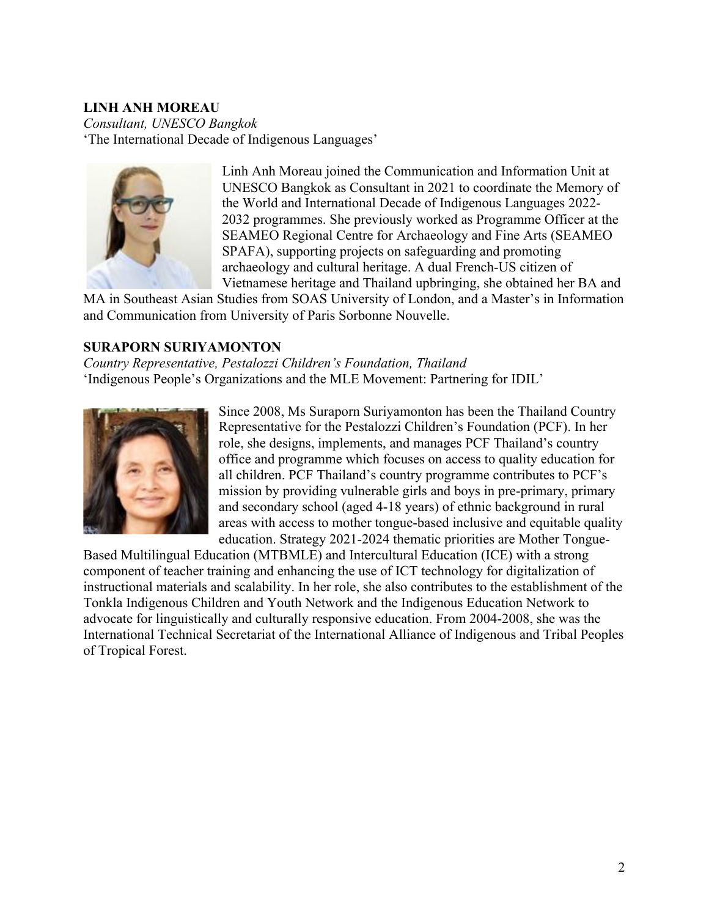**LINH ANH MOREAU**
*Consultant, UNESCO Bangkok*
'The International Decade of Indigenous Languages'

Linh Anh Moreau joined the Communication and Information Unit at UNESCO Bangkok as Consultant in 2021 to coordinate the Memory of the World and International Decade of Indigenous Languages 2022-2032 programmes. She previously worked as Programme Officer at the SEAMEO Regional Centre for Archaeology and Fine Arts (SEAMEO SPAFA), supporting projects on safeguarding and promoting archaeology and cultural heritage. A dual French-US citizen of Vietnamese heritage and Thailand upbringing, she obtained her BA and MA in Southeast Asian Studies from SOAS University of London, and a Master's in Information and Communication from University of Paris Sorbonne Nouvelle.

**SURAPORN SURIYAMONTON**
*Country Representative, Pestalozzi Children's Foundation, Thailand*
'Indigenous People's Organizations and the MLE Movement: Partnering for IDIL'

Since 2008, Ms Suraporn Suriyamonton has been the Thailand Country Representative for the Pestalozzi Children's Foundation (PCF). In her role, she designs, implements, and manages PCF Thailand's country office and programme which focuses on access to quality education for all children. PCF Thailand's country programme contributes to PCF's mission by providing vulnerable girls and boys in pre-primary, primary and secondary school (aged 4-18 years) of ethnic background in rural areas with access to mother tongue-based inclusive and equitable quality education. Strategy 2021-2024 thematic priorities are Mother Tongue-Based Multilingual Education (MTBMLE) and Intercultural Education (ICE) with a strong component of teacher training and enhancing the use of ICT technology for digitalization of instructional materials and scalability. In her role, she also contributes to the establishment of the Tonkla Indigenous Children and Youth Network and the Indigenous Education Network to advocate for linguistically and culturally responsive education. From 2004-2008, she was the International Technical Secretariat of the International Alliance of Indigenous and Tribal Peoples of Tropical Forest.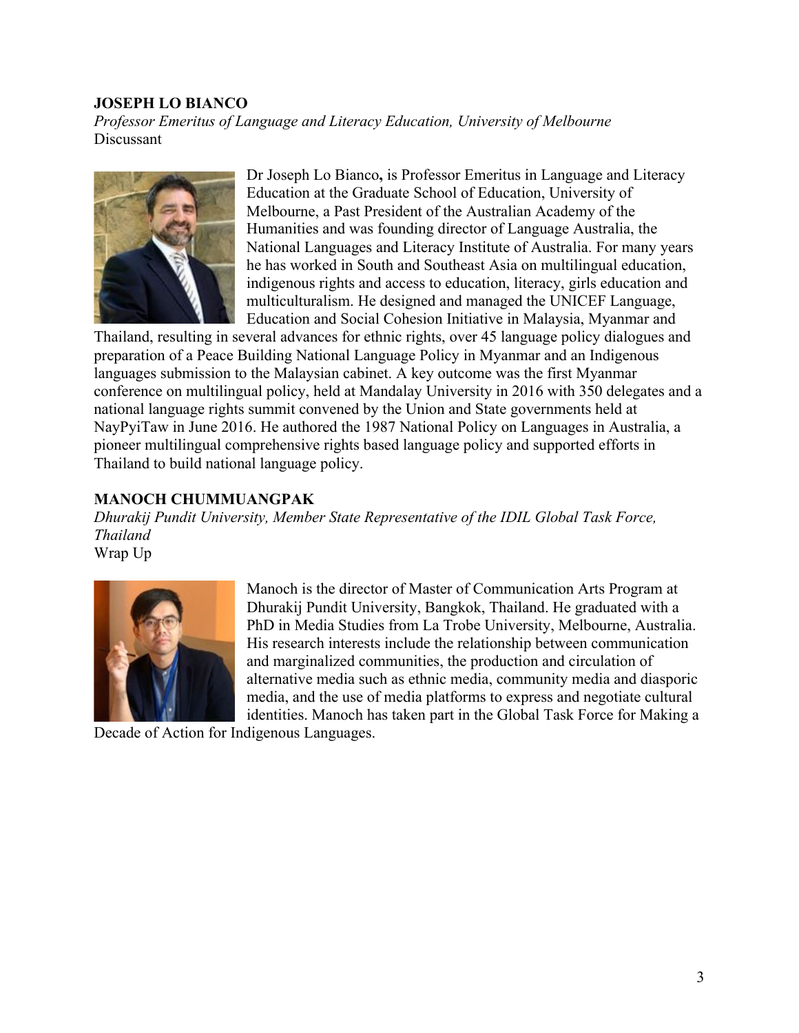**JOSEPH LO BIANCO**

*Professor Emeritus of Language and Literacy Education, University of Melbourne*

Discussant

Dr Joseph Lo Bianco**,** is Professor Emeritus in Language and Literacy Education at the Graduate School of Education, University of Melbourne, a Past President of the Australian Academy of the Humanities and was founding director of Language Australia, the National Languages and Literacy Institute of Australia. For many years he has worked in South and Southeast Asia on multilingual education, indigenous rights and access to education, literacy, girls education and multiculturalism. He designed and managed the UNICEF Language, Education and Social Cohesion Initiative in Malaysia, Myanmar and Thailand, resulting in several advances for ethnic rights, over 45 language policy dialogues and preparation of a Peace Building National Language Policy in Myanmar and an Indigenous languages submission to the Malaysian cabinet. A key outcome was the first Myanmar conference on multilingual policy, held at Mandalay University in 2016 with 350 delegates and a national language rights summit convened by the Union and State governments held at NayPyiTaw in June 2016. He authored the 1987 National Policy on Languages in Australia, a pioneer multilingual comprehensive rights based language policy and supported efforts in Thailand to build national language policy.

**MANOCH CHUMMUANGPAK**

*Dhurakij Pundit University, Member State Representative of the IDIL Global Task Force, Thailand*

Wrap Up

Manoch is the director of Master of Communication Arts Program at Dhurakij Pundit University, Bangkok, Thailand. He graduated with a PhD in Media Studies from La Trobe University, Melbourne, Australia. His research interests include the relationship between communication and marginalized communities, the production and circulation of alternative media such as ethnic media, community media and diasporic media, and the use of media platforms to express and negotiate cultural identities. Manoch has taken part in the Global Task Force for Making a Decade of Action for Indigenous Languages.